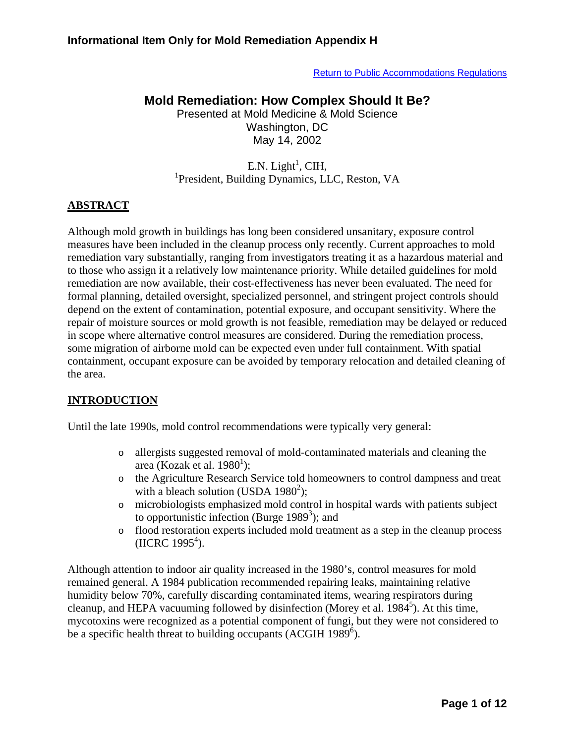**Informational Item Only for Mold Remediation Appendix H**

Return to Public Accommodations Regulations

# Mold Remediation: How Complex Should It Be?

Presented at Mold Medicine & Mold Science
Washington, DC
May 14, 2002

E.N. Light[1], CIH,
[1]President, Building Dynamics, LLC, Reston, VA

## ABSTRACT

Although mold growth in buildings has long been considered unsanitary, exposure control measures have been included in the cleanup process only recently. Current approaches to mold remediation vary substantially, ranging from investigators treating it as a hazardous material and to those who assign it a relatively low maintenance priority. While detailed guidelines for mold remediation are now available, their cost-effectiveness has never been evaluated. The need for formal planning, detailed oversight, specialized personnel, and stringent project controls should depend on the extent of contamination, potential exposure, and occupant sensitivity. Where the repair of moisture sources or mold growth is not feasible, remediation may be delayed or reduced in scope where alternative control measures are considered. During the remediation process, some migration of airborne mold can be expected even under full containment. With spatial containment, occupant exposure can be avoided by temporary relocation and detailed cleaning of the area.

## INTRODUCTION

Until the late 1990s, mold control recommendations were typically very general:

- allergists suggested removal of mold-contaminated materials and cleaning the area (Kozak et al. 1980[1]);
- the Agriculture Research Service told homeowners to control dampness and treat with a bleach solution (USDA 1980[2]);
- microbiologists emphasized mold control in hospital wards with patients subject to opportunistic infection (Burge 1989[3]); and
- flood restoration experts included mold treatment as a step in the cleanup process (IICRC 1995[4]).

Although attention to indoor air quality increased in the 1980's, control measures for mold remained general. A 1984 publication recommended repairing leaks, maintaining relative humidity below 70%, carefully discarding contaminated items, wearing respirators during cleanup, and HEPA vacuuming followed by disinfection (Morey et al. 1984[5]). At this time, mycotoxins were recognized as a potential component of fungi, but they were not considered to be a specific health threat to building occupants (ACGIH 1989[6]).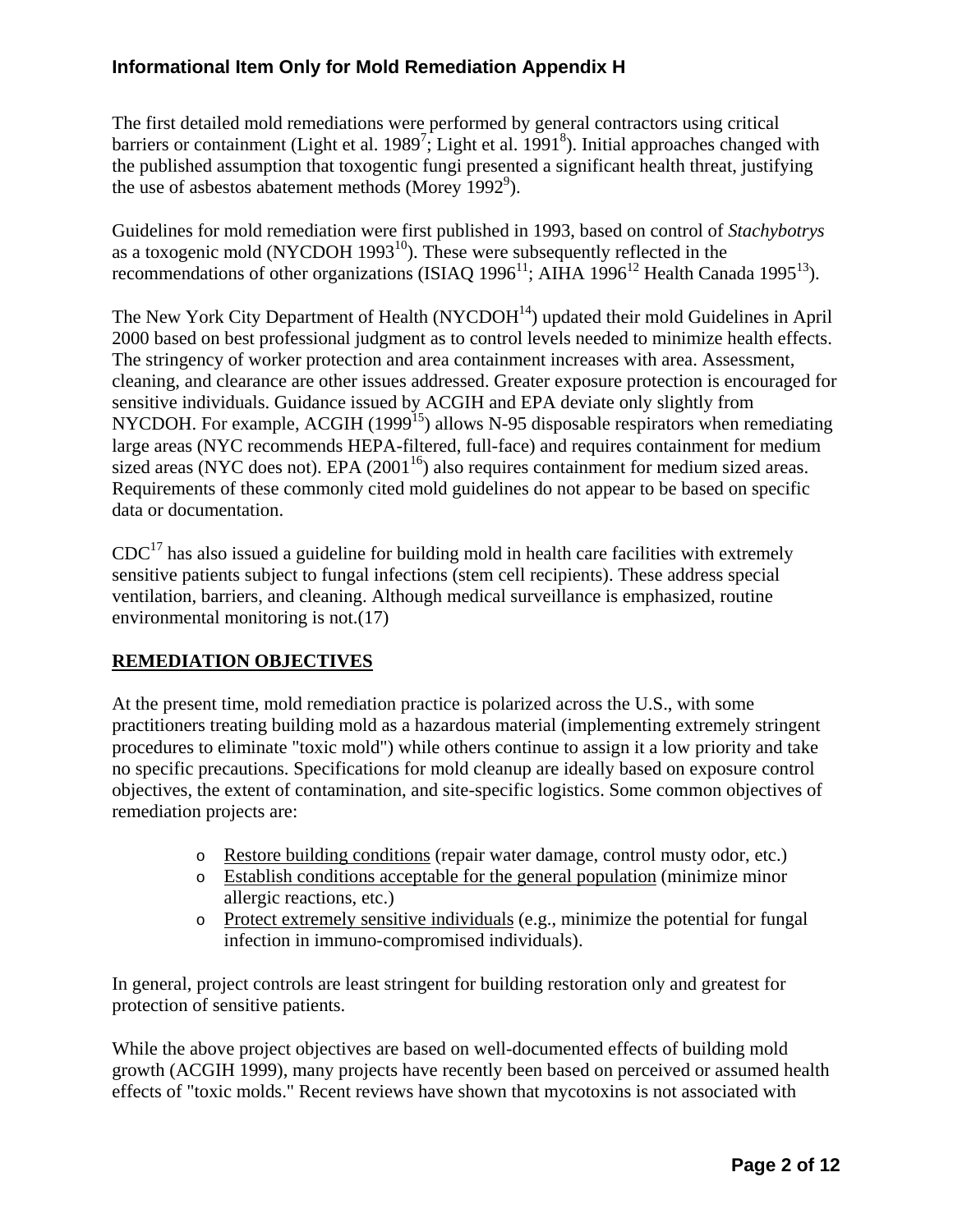The first detailed mold remediations were performed by general contractors using critical barriers or containment (Light et al. 1989[7]; Light et al. 1991[8]). Initial approaches changed with the published assumption that toxogentic fungi presented a significant health threat, justifying the use of asbestos abatement methods (Morey 1992[9]).

Guidelines for mold remediation were first published in 1993, based on control of *Stachybotrys* as a toxogenic mold (NYCDOH 1993[10]). These were subsequently reflected in the recommendations of other organizations (ISIAQ 1996[11]; AIHA 1996[12] Health Canada 1995[13]).

The New York City Department of Health (NYCDOH[14]) updated their mold Guidelines in April 2000 based on best professional judgment as to control levels needed to minimize health effects. The stringency of worker protection and area containment increases with area. Assessment, cleaning, and clearance are other issues addressed. Greater exposure protection is encouraged for sensitive individuals. Guidance issued by ACGIH and EPA deviate only slightly from NYCDOH. For example, ACGIH (1999[15]) allows N-95 disposable respirators when remediating large areas (NYC recommends HEPA-filtered, full-face) and requires containment for medium sized areas (NYC does not). EPA (2001[16]) also requires containment for medium sized areas. Requirements of these commonly cited mold guidelines do not appear to be based on specific data or documentation.

CDC[17] has also issued a guideline for building mold in health care facilities with extremely sensitive patients subject to fungal infections (stem cell recipients). These address special ventilation, barriers, and cleaning. Although medical surveillance is emphasized, routine environmental monitoring is not.(17)

## REMEDIATION OBJECTIVES

At the present time, mold remediation practice is polarized across the U.S., with some practitioners treating building mold as a hazardous material (implementing extremely stringent procedures to eliminate "toxic mold") while others continue to assign it a low priority and take no specific precautions. Specifications for mold cleanup are ideally based on exposure control objectives, the extent of contamination, and site-specific logistics. Some common objectives of remediation projects are:

- Restore building conditions (repair water damage, control musty odor, etc.)
- Establish conditions acceptable for the general population (minimize minor allergic reactions, etc.)
- Protect extremely sensitive individuals (e.g., minimize the potential for fungal infection in immuno-compromised individuals).

In general, project controls are least stringent for building restoration only and greatest for protection of sensitive patients.

While the above project objectives are based on well-documented effects of building mold growth (ACGIH 1999), many projects have recently been based on perceived or assumed health effects of "toxic molds." Recent reviews have shown that mycotoxins is not associated with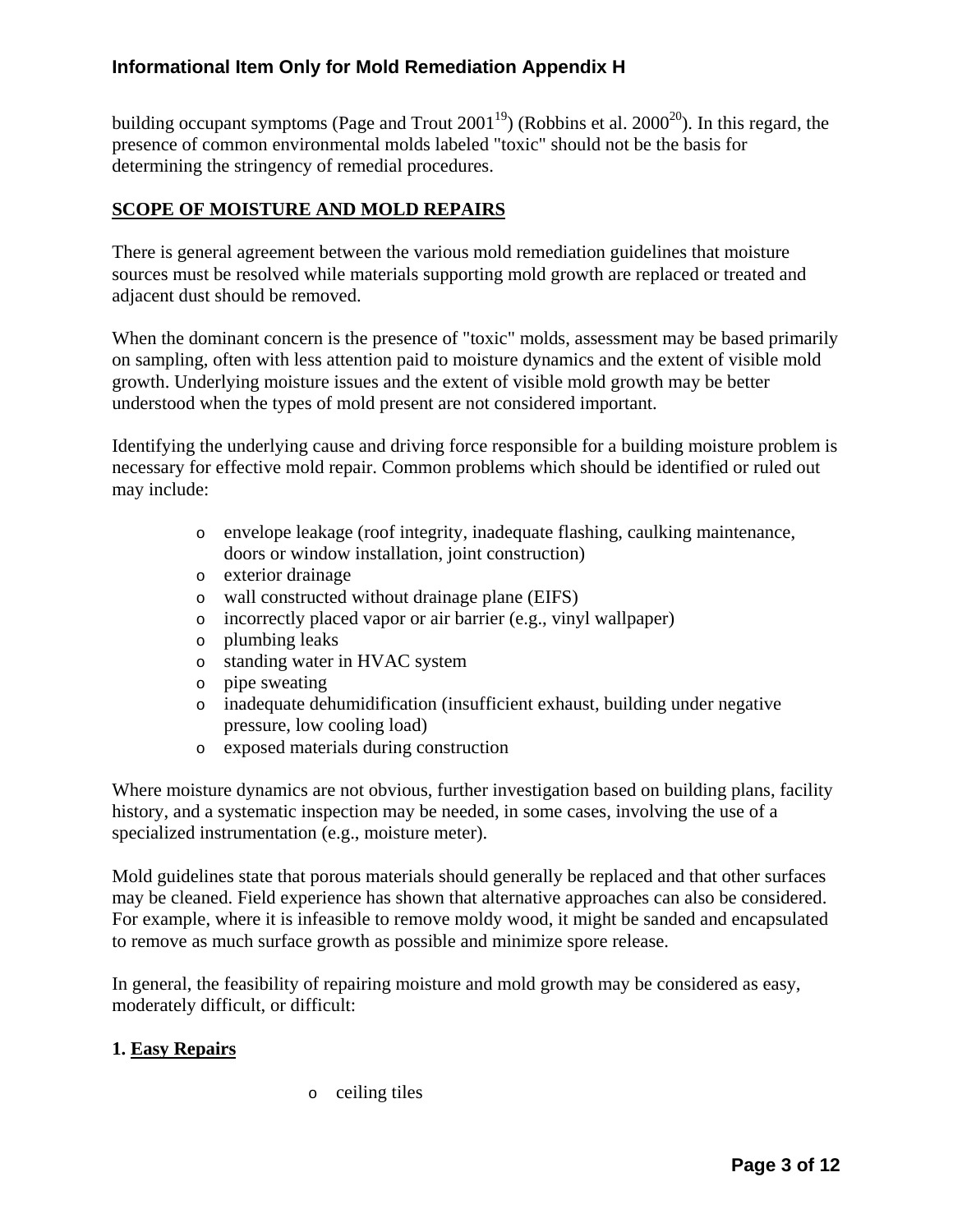building occupant symptoms (Page and Trout 2001[19]) (Robbins et al. 2000[20]). In this regard, the presence of common environmental molds labeled "toxic" should not be the basis for determining the stringency of remedial procedures.

## SCOPE OF MOISTURE AND MOLD REPAIRS

There is general agreement between the various mold remediation guidelines that moisture sources must be resolved while materials supporting mold growth are replaced or treated and adjacent dust should be removed.

When the dominant concern is the presence of "toxic" molds, assessment may be based primarily on sampling, often with less attention paid to moisture dynamics and the extent of visible mold growth. Underlying moisture issues and the extent of visible mold growth may be better understood when the types of mold present are not considered important.

Identifying the underlying cause and driving force responsible for a building moisture problem is necessary for effective mold repair. Common problems which should be identified or ruled out may include:

- envelope leakage (roof integrity, inadequate flashing, caulking maintenance, doors or window installation, joint construction)
- exterior drainage
- wall constructed without drainage plane (EIFS)
- incorrectly placed vapor or air barrier (e.g., vinyl wallpaper)
- plumbing leaks
- standing water in HVAC system
- pipe sweating
- inadequate dehumidification (insufficient exhaust, building under negative pressure, low cooling load)
- exposed materials during construction

Where moisture dynamics are not obvious, further investigation based on building plans, facility history, and a systematic inspection may be needed, in some cases, involving the use of a specialized instrumentation (e.g., moisture meter).

Mold guidelines state that porous materials should generally be replaced and that other surfaces may be cleaned. Field experience has shown that alternative approaches can also be considered. For example, where it is infeasible to remove moldy wood, it might be sanded and encapsulated to remove as much surface growth as possible and minimize spore release.

In general, the feasibility of repairing moisture and mold growth may be considered as easy, moderately difficult, or difficult:

### 1. Easy Repairs

- ceiling tiles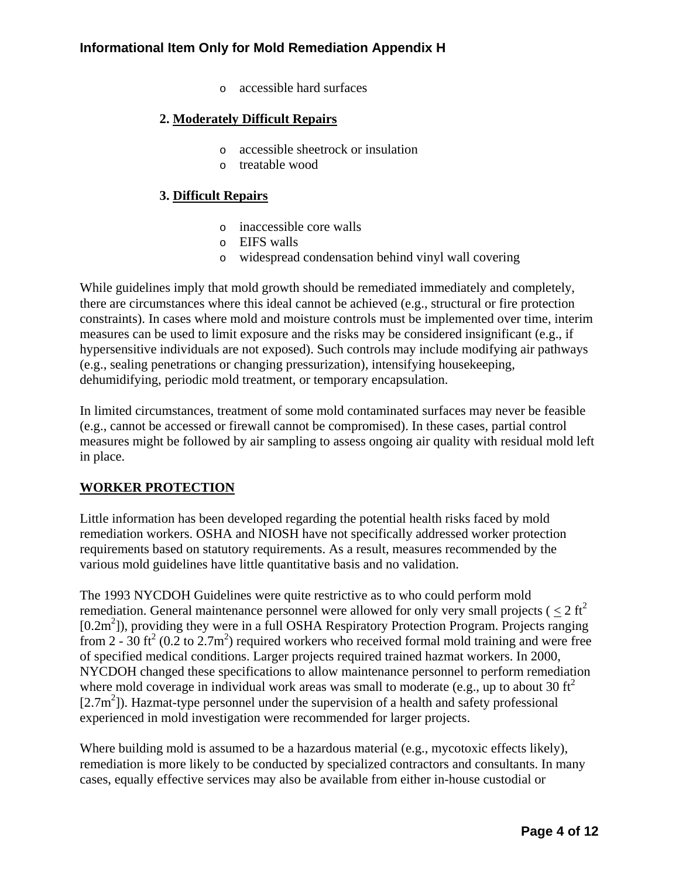- accessible hard surfaces

2. **Moderately Difficult Repairs**

   - accessible sheetrock or insulation
   - treatable wood

3. **Difficult Repairs**

   - inaccessible core walls
   - EIFS walls
   - widespread condensation behind vinyl wall covering

While guidelines imply that mold growth should be remediated immediately and completely, there are circumstances where this ideal cannot be achieved (e.g., structural or fire protection constraints). In cases where mold and moisture controls must be implemented over time, interim measures can be used to limit exposure and the risks may be considered insignificant (e.g., if hypersensitive individuals are not exposed). Such controls may include modifying air pathways (e.g., sealing penetrations or changing pressurization), intensifying housekeeping, dehumidifying, periodic mold treatment, or temporary encapsulation.

In limited circumstances, treatment of some mold contaminated surfaces may never be feasible (e.g., cannot be accessed or firewall cannot be compromised). In these cases, partial control measures might be followed by air sampling to assess ongoing air quality with residual mold left in place.

## WORKER PROTECTION

Little information has been developed regarding the potential health risks faced by mold remediation workers. OSHA and NIOSH have not specifically addressed worker protection requirements based on statutory requirements. As a result, measures recommended by the various mold guidelines have little quantitative basis and no validation.

The 1993 NYCDOH Guidelines were quite restrictive as to who could perform mold remediation. General maintenance personnel were allowed for only very small projects ( $\leq 2$ $ft^2$ [$0.2m^2$]), providing they were in a full OSHA Respiratory Protection Program. Projects ranging from 2 - 30 $ft^2$ (0.2 to $2.7m^2$) required workers who received formal mold training and were free of specified medical conditions. Larger projects required trained hazmat workers. In 2000, NYCDOH changed these specifications to allow maintenance personnel to perform remediation where mold coverage in individual work areas was small to moderate (e.g., up to about 30 $ft^2$ [$2.7m^2$]). Hazmat-type personnel under the supervision of a health and safety professional experienced in mold investigation were recommended for larger projects.

Where building mold is assumed to be a hazardous material (e.g., mycotoxic effects likely), remediation is more likely to be conducted by specialized contractors and consultants. In many cases, equally effective services may also be available from either in-house custodial or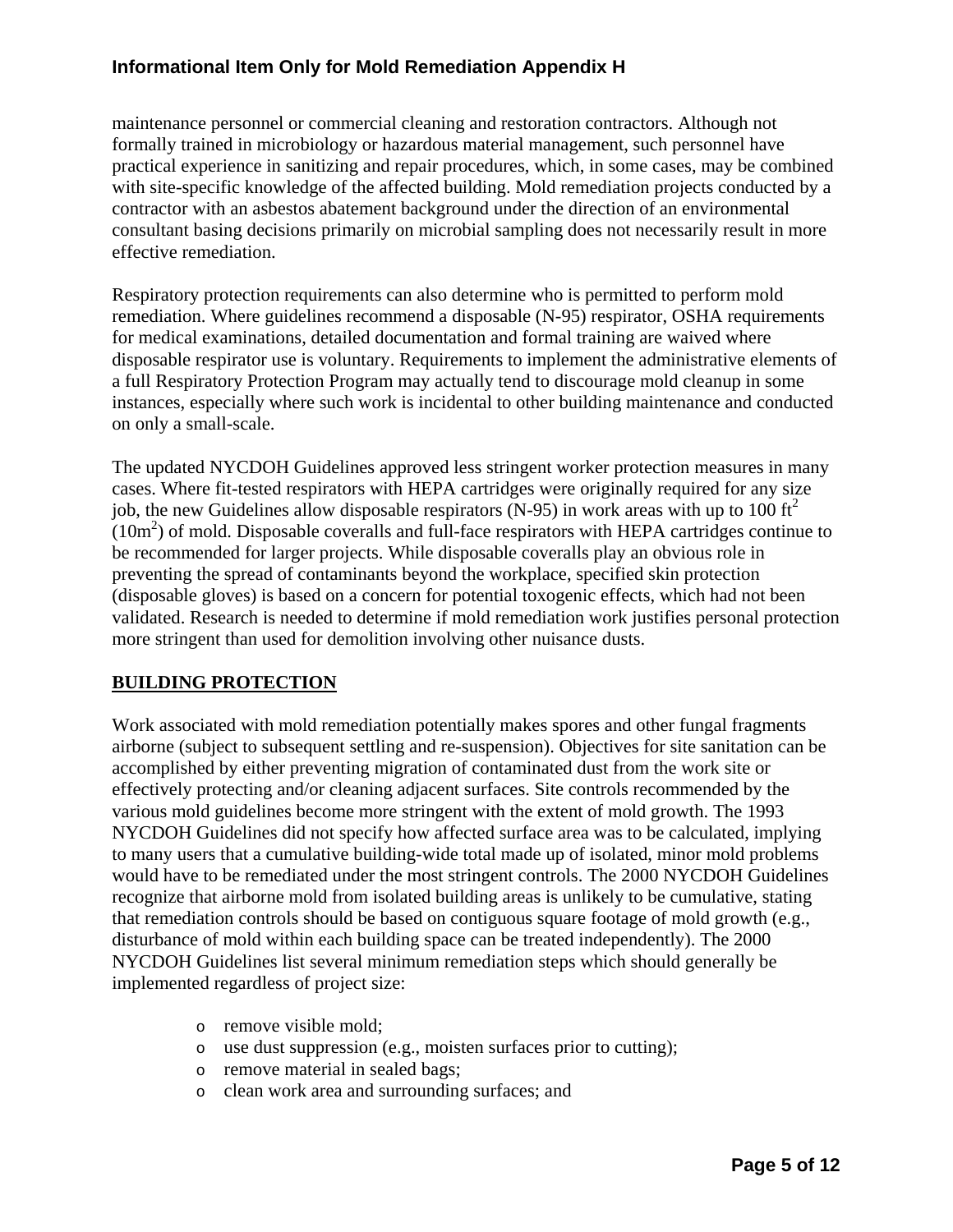maintenance personnel or commercial cleaning and restoration contractors. Although not formally trained in microbiology or hazardous material management, such personnel have practical experience in sanitizing and repair procedures, which, in some cases, may be combined with site-specific knowledge of the affected building. Mold remediation projects conducted by a contractor with an asbestos abatement background under the direction of an environmental consultant basing decisions primarily on microbial sampling does not necessarily result in more effective remediation.

Respiratory protection requirements can also determine who is permitted to perform mold remediation. Where guidelines recommend a disposable (N-95) respirator, OSHA requirements for medical examinations, detailed documentation and formal training are waived where disposable respirator use is voluntary. Requirements to implement the administrative elements of a full Respiratory Protection Program may actually tend to discourage mold cleanup in some instances, especially where such work is incidental to other building maintenance and conducted on only a small-scale.

The updated NYCDOH Guidelines approved less stringent worker protection measures in many cases. Where fit-tested respirators with HEPA cartridges were originally required for any size job, the new Guidelines allow disposable respirators (N-95) in work areas with up to 100 $ft^2$ ($10m^2$) of mold. Disposable coveralls and full-face respirators with HEPA cartridges continue to be recommended for larger projects. While disposable coveralls play an obvious role in preventing the spread of contaminants beyond the workplace, specified skin protection (disposable gloves) is based on a concern for potential toxogenic effects, which had not been validated. Research is needed to determine if mold remediation work justifies personal protection more stringent than used for demolition involving other nuisance dusts.

## BUILDING PROTECTION

Work associated with mold remediation potentially makes spores and other fungal fragments airborne (subject to subsequent settling and re-suspension). Objectives for site sanitation can be accomplished by either preventing migration of contaminated dust from the work site or effectively protecting and/or cleaning adjacent surfaces. Site controls recommended by the various mold guidelines become more stringent with the extent of mold growth. The 1993 NYCDOH Guidelines did not specify how affected surface area was to be calculated, implying to many users that a cumulative building-wide total made up of isolated, minor mold problems would have to be remediated under the most stringent controls. The 2000 NYCDOH Guidelines recognize that airborne mold from isolated building areas is unlikely to be cumulative, stating that remediation controls should be based on contiguous square footage of mold growth (e.g., disturbance of mold within each building space can be treated independently). The 2000 NYCDOH Guidelines list several minimum remediation steps which should generally be implemented regardless of project size:

- remove visible mold;
- use dust suppression (e.g., moisten surfaces prior to cutting);
- remove material in sealed bags;
- clean work area and surrounding surfaces; and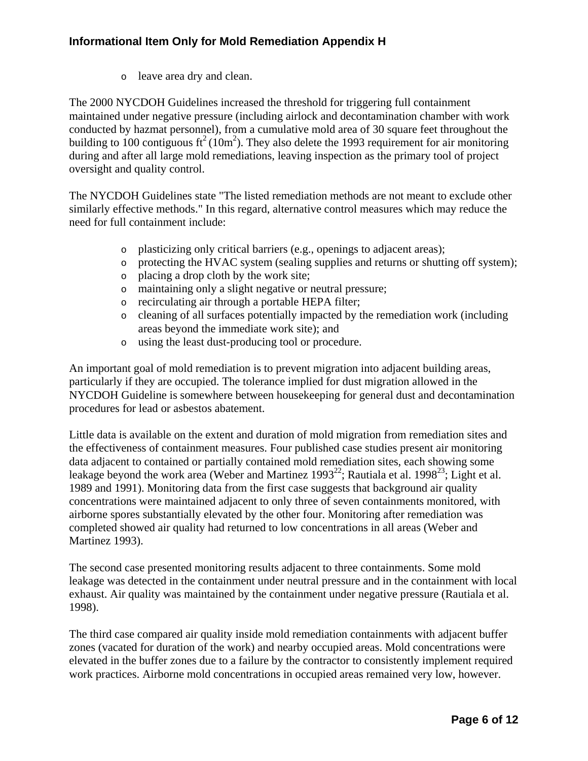- leave area dry and clean.

The 2000 NYCDOH Guidelines increased the threshold for triggering full containment maintained under negative pressure (including airlock and decontamination chamber with work conducted by hazmat personnel), from a cumulative mold area of 30 square feet throughout the building to 100 contiguous $ft^2$ ($10m^2$). They also delete the 1993 requirement for air monitoring during and after all large mold remediations, leaving inspection as the primary tool of project oversight and quality control.

The NYCDOH Guidelines state "The listed remediation methods are not meant to exclude other similarly effective methods." In this regard, alternative control measures which may reduce the need for full containment include:

- plasticizing only critical barriers (e.g., openings to adjacent areas);
- protecting the HVAC system (sealing supplies and returns or shutting off system);
- placing a drop cloth by the work site;
- maintaining only a slight negative or neutral pressure;
- recirculating air through a portable HEPA filter;
- cleaning of all surfaces potentially impacted by the remediation work (including areas beyond the immediate work site); and
- using the least dust-producing tool or procedure.

An important goal of mold remediation is to prevent migration into adjacent building areas, particularly if they are occupied. The tolerance implied for dust migration allowed in the NYCDOH Guideline is somewhere between housekeeping for general dust and decontamination procedures for lead or asbestos abatement.

Little data is available on the extent and duration of mold migration from remediation sites and the effectiveness of containment measures. Four published case studies present air monitoring data adjacent to contained or partially contained mold remediation sites, each showing some leakage beyond the work area (Weber and Martinez 1993[22]; Rautiala et al. 1998[23]; Light et al. 1989 and 1991). Monitoring data from the first case suggests that background air quality concentrations were maintained adjacent to only three of seven containments monitored, with airborne spores substantially elevated by the other four. Monitoring after remediation was completed showed air quality had returned to low concentrations in all areas (Weber and Martinez 1993).

The second case presented monitoring results adjacent to three containments. Some mold leakage was detected in the containment under neutral pressure and in the containment with local exhaust. Air quality was maintained by the containment under negative pressure (Rautiala et al. 1998).

The third case compared air quality inside mold remediation containments with adjacent buffer zones (vacated for duration of the work) and nearby occupied areas. Mold concentrations were elevated in the buffer zones due to a failure by the contractor to consistently implement required work practices. Airborne mold concentrations in occupied areas remained very low, however.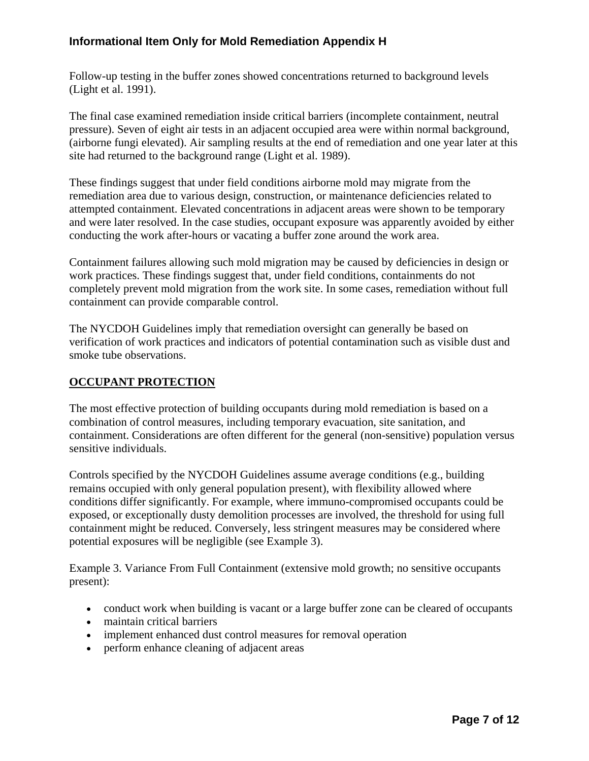Follow-up testing in the buffer zones showed concentrations returned to background levels (Light et al. 1991).

The final case examined remediation inside critical barriers (incomplete containment, neutral pressure). Seven of eight air tests in an adjacent occupied area were within normal background, (airborne fungi elevated). Air sampling results at the end of remediation and one year later at this site had returned to the background range (Light et al. 1989).

These findings suggest that under field conditions airborne mold may migrate from the remediation area due to various design, construction, or maintenance deficiencies related to attempted containment. Elevated concentrations in adjacent areas were shown to be temporary and were later resolved. In the case studies, occupant exposure was apparently avoided by either conducting the work after-hours or vacating a buffer zone around the work area.

Containment failures allowing such mold migration may be caused by deficiencies in design or work practices. These findings suggest that, under field conditions, containments do not completely prevent mold migration from the work site. In some cases, remediation without full containment can provide comparable control.

The NYCDOH Guidelines imply that remediation oversight can generally be based on verification of work practices and indicators of potential contamination such as visible dust and smoke tube observations.

## OCCUPANT PROTECTION

The most effective protection of building occupants during mold remediation is based on a combination of control measures, including temporary evacuation, site sanitation, and containment. Considerations are often different for the general (non-sensitive) population versus sensitive individuals.

Controls specified by the NYCDOH Guidelines assume average conditions (e.g., building remains occupied with only general population present), with flexibility allowed where conditions differ significantly. For example, where immuno-compromised occupants could be exposed, or exceptionally dusty demolition processes are involved, the threshold for using full containment might be reduced. Conversely, less stringent measures may be considered where potential exposures will be negligible (see Example 3).

Example 3. Variance From Full Containment (extensive mold growth; no sensitive occupants present):

- conduct work when building is vacant or a large buffer zone can be cleared of occupants
- maintain critical barriers
- implement enhanced dust control measures for removal operation
- perform enhance cleaning of adjacent areas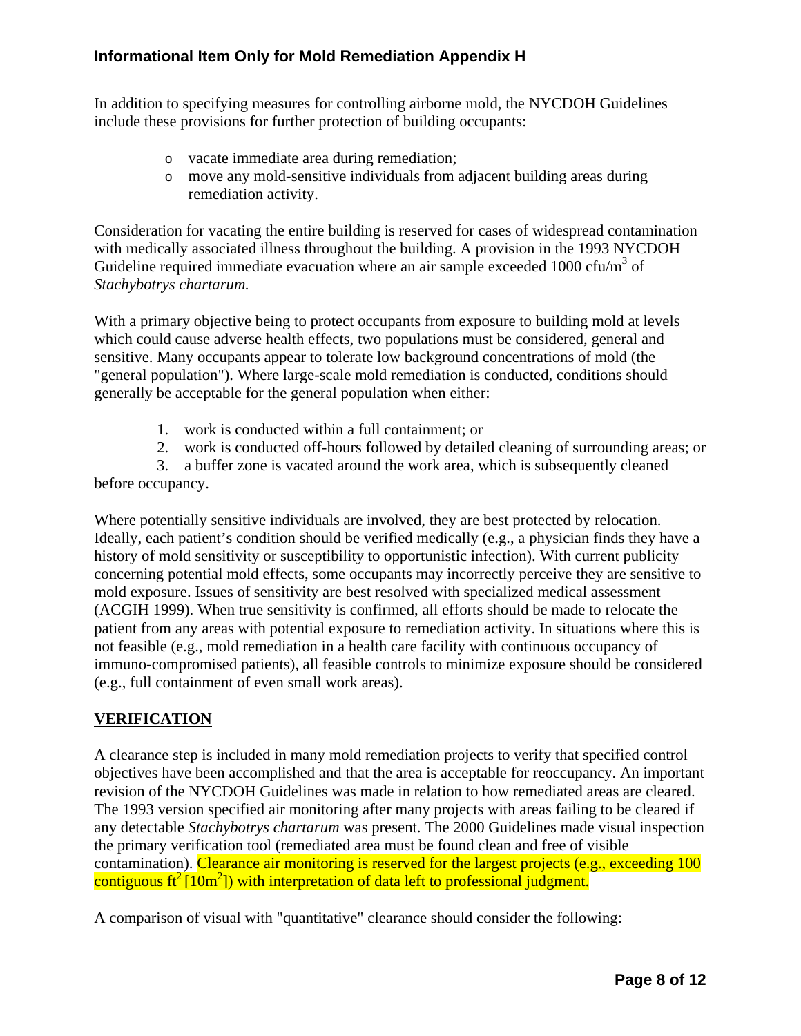In addition to specifying measures for controlling airborne mold, the NYCDOH Guidelines include these provisions for further protection of building occupants:

- vacate immediate area during remediation;
- move any mold-sensitive individuals from adjacent building areas during remediation activity.

Consideration for vacating the entire building is reserved for cases of widespread contamination with medically associated illness throughout the building. A provision in the 1993 NYCDOH Guideline required immediate evacuation where an air sample exceeded 1000 cfu/$m^3$ of *Stachybotrys chartarum.*

With a primary objective being to protect occupants from exposure to building mold at levels which could cause adverse health effects, two populations must be considered, general and sensitive. Many occupants appear to tolerate low background concentrations of mold (the "general population"). Where large-scale mold remediation is conducted, conditions should generally be acceptable for the general population when either:

1. work is conducted within a full containment; or
2. work is conducted off-hours followed by detailed cleaning of surrounding areas; or
3. a buffer zone is vacated around the work area, which is subsequently cleaned before occupancy.

Where potentially sensitive individuals are involved, they are best protected by relocation. Ideally, each patient's condition should be verified medically (e.g., a physician finds they have a history of mold sensitivity or susceptibility to opportunistic infection). With current publicity concerning potential mold effects, some occupants may incorrectly perceive they are sensitive to mold exposure. Issues of sensitivity are best resolved with specialized medical assessment (ACGIH 1999). When true sensitivity is confirmed, all efforts should be made to relocate the patient from any areas with potential exposure to remediation activity. In situations where this is not feasible (e.g., mold remediation in a health care facility with continuous occupancy of immuno-compromised patients), all feasible controls to minimize exposure should be considered (e.g., full containment of even small work areas).

## VERIFICATION

A clearance step is included in many mold remediation projects to verify that specified control objectives have been accomplished and that the area is acceptable for reoccupancy. An important revision of the NYCDOH Guidelines was made in relation to how remediated areas are cleared. The 1993 version specified air monitoring after many projects with areas failing to be cleared if any detectable *Stachybotrys chartarum* was present. The 2000 Guidelines made visual inspection the primary verification tool (remediated area must be found clean and free of visible contamination). Clearance air monitoring is reserved for the largest projects (e.g., exceeding 100 contiguous $ft^2$ [$10m^2$]) with interpretation of data left to professional judgment.

A comparison of visual with "quantitative" clearance should consider the following: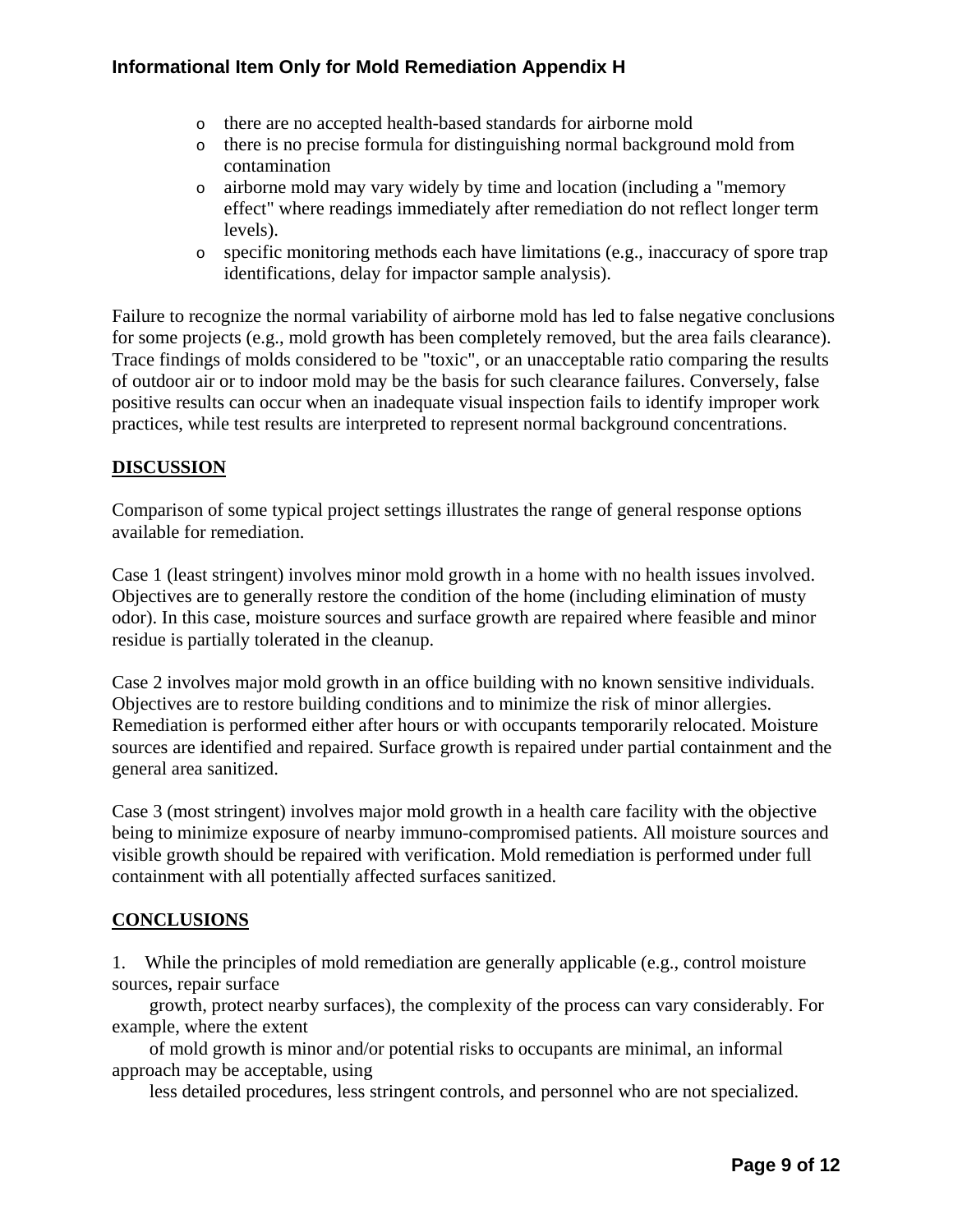- there are no accepted health-based standards for airborne mold
- there is no precise formula for distinguishing normal background mold from contamination
- airborne mold may vary widely by time and location (including a "memory effect" where readings immediately after remediation do not reflect longer term levels).
- specific monitoring methods each have limitations (e.g., inaccuracy of spore trap identifications, delay for impactor sample analysis).

Failure to recognize the normal variability of airborne mold has led to false negative conclusions for some projects (e.g., mold growth has been completely removed, but the area fails clearance). Trace findings of molds considered to be "toxic", or an unacceptable ratio comparing the results of outdoor air or to indoor mold may be the basis for such clearance failures. Conversely, false positive results can occur when an inadequate visual inspection fails to identify improper work practices, while test results are interpreted to represent normal background concentrations.

## DISCUSSION

Comparison of some typical project settings illustrates the range of general response options available for remediation.

Case 1 (least stringent) involves minor mold growth in a home with no health issues involved. Objectives are to generally restore the condition of the home (including elimination of musty odor). In this case, moisture sources and surface growth are repaired where feasible and minor residue is partially tolerated in the cleanup.

Case 2 involves major mold growth in an office building with no known sensitive individuals. Objectives are to restore building conditions and to minimize the risk of minor allergies. Remediation is performed either after hours or with occupants temporarily relocated. Moisture sources are identified and repaired. Surface growth is repaired under partial containment and the general area sanitized.

Case 3 (most stringent) involves major mold growth in a health care facility with the objective being to minimize exposure of nearby immuno-compromised patients. All moisture sources and visible growth should be repaired with verification. Mold remediation is performed under full containment with all potentially affected surfaces sanitized.

## CONCLUSIONS

1. While the principles of mold remediation are generally applicable (e.g., control moisture sources, repair surface growth, protect nearby surfaces), the complexity of the process can vary considerably. For example, where the extent of mold growth is minor and/or potential risks to occupants are minimal, an informal approach may be acceptable, using less detailed procedures, less stringent controls, and personnel who are not specialized.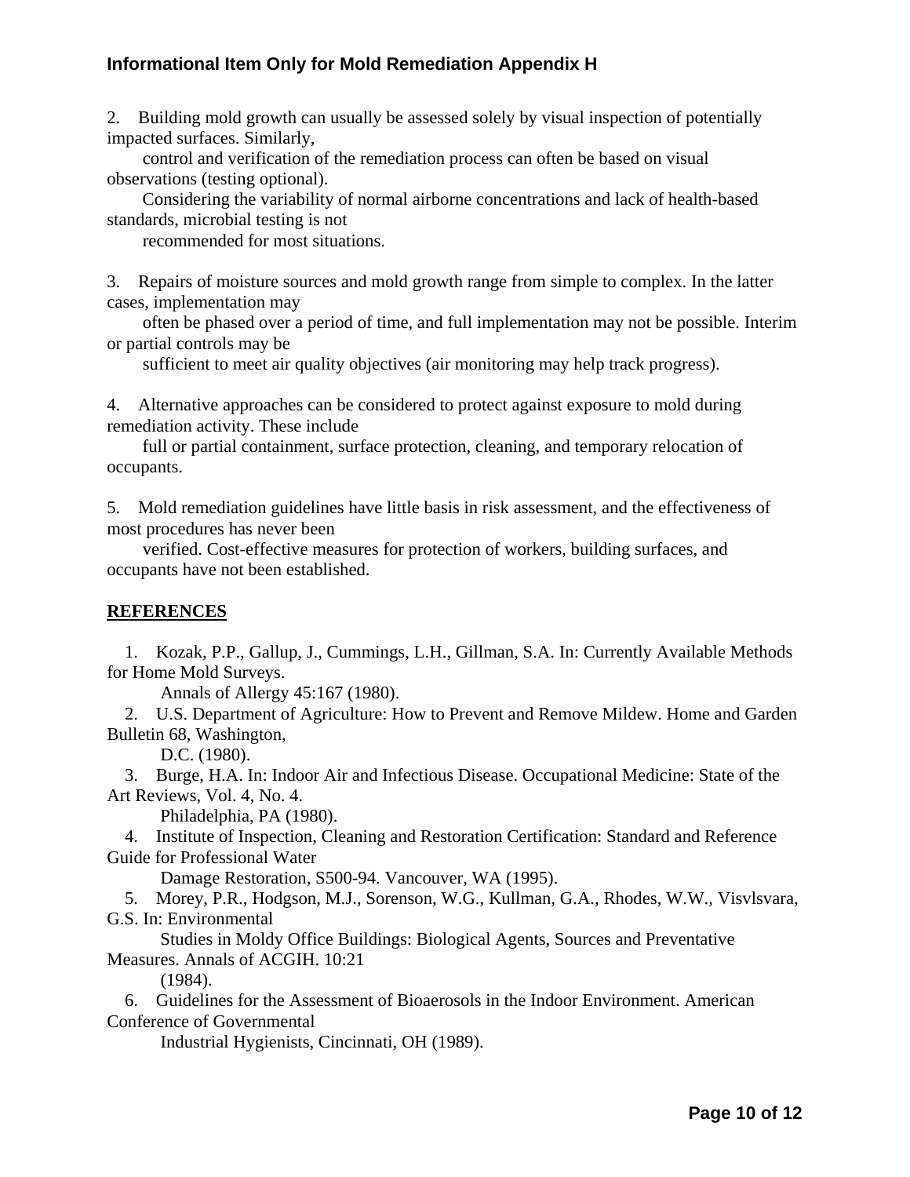2. Building mold growth can usually be assessed solely by visual inspection of potentially impacted surfaces. Similarly, control and verification of the remediation process can often be based on visual observations (testing optional). Considering the variability of normal airborne concentrations and lack of health-based standards, microbial testing is not recommended for most situations.

3. Repairs of moisture sources and mold growth range from simple to complex. In the latter cases, implementation may often be phased over a period of time, and full implementation may not be possible. Interim or partial controls may be sufficient to meet air quality objectives (air monitoring may help track progress).

4. Alternative approaches can be considered to protect against exposure to mold during remediation activity. These include full or partial containment, surface protection, cleaning, and temporary relocation of occupants.

5. Mold remediation guidelines have little basis in risk assessment, and the effectiveness of most procedures has never been verified. Cost-effective measures for protection of workers, building surfaces, and occupants have not been established.

## REFERENCES

1. Kozak, P.P., Gallup, J., Cummings, L.H., Gillman, S.A. In: Currently Available Methods for Home Mold Surveys. Annals of Allergy 45:167 (1980).
2. U.S. Department of Agriculture: How to Prevent and Remove Mildew. Home and Garden Bulletin 68, Washington, D.C. (1980).
3. Burge, H.A. In: Indoor Air and Infectious Disease. Occupational Medicine: State of the Art Reviews, Vol. 4, No. 4. Philadelphia, PA (1980).
4. Institute of Inspection, Cleaning and Restoration Certification: Standard and Reference Guide for Professional Water Damage Restoration, S500-94. Vancouver, WA (1995).
5. Morey, P.R., Hodgson, M.J., Sorenson, W.G., Kullman, G.A., Rhodes, W.W., Visvlsvara, G.S. In: Environmental Studies in Moldy Office Buildings: Biological Agents, Sources and Preventative Measures. Annals of ACGIH. 10:21 (1984).
6. Guidelines for the Assessment of Bioaerosols in the Indoor Environment. American Conference of Governmental Industrial Hygienists, Cincinnati, OH (1989).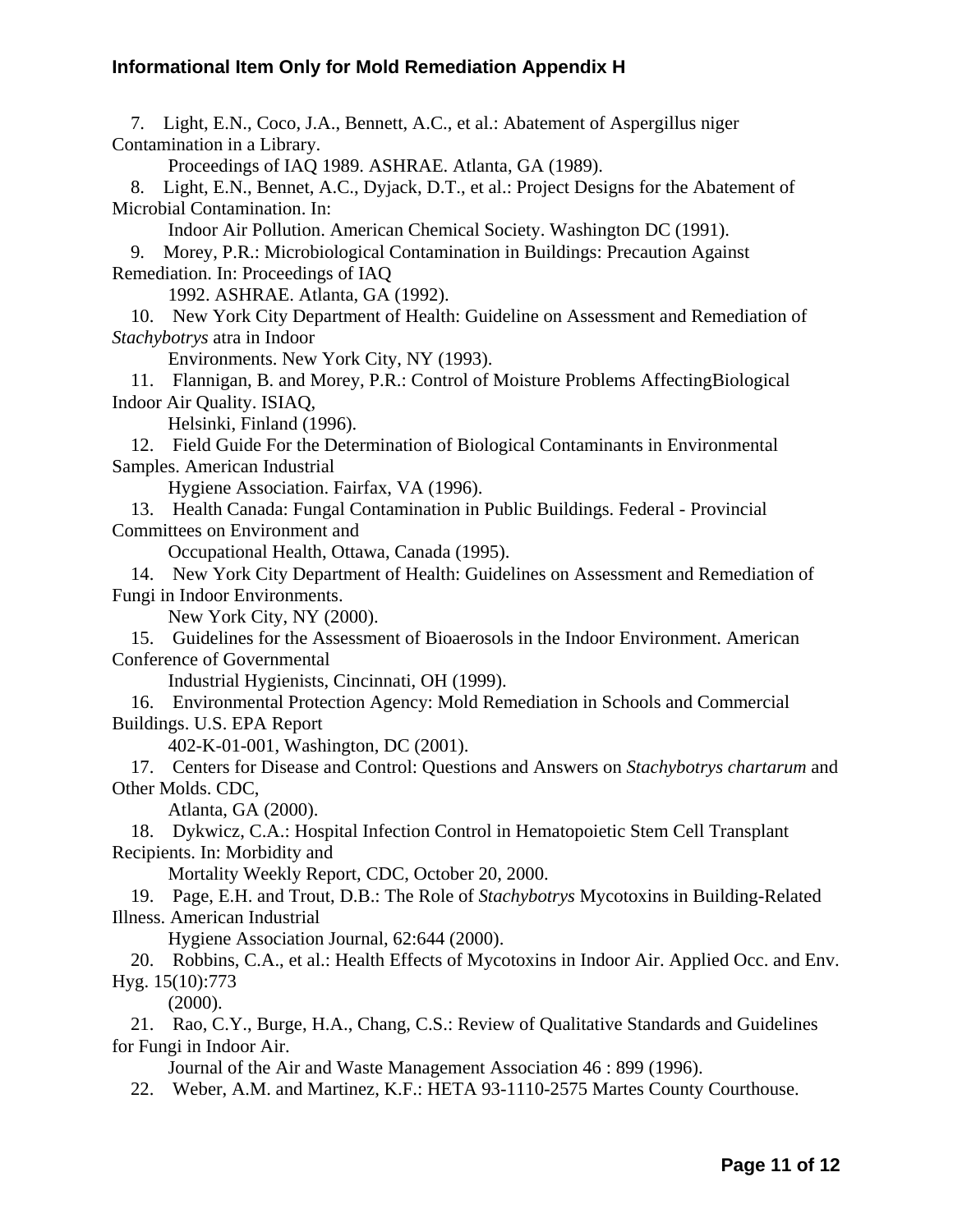7. Light, E.N., Coco, J.A., Bennett, A.C., et al.: Abatement of Aspergillus niger Contamination in a Library. Proceedings of IAQ 1989. ASHRAE. Atlanta, GA (1989).
8. Light, E.N., Bennet, A.C., Dyjack, D.T., et al.: Project Designs for the Abatement of Microbial Contamination. In: Indoor Air Pollution. American Chemical Society. Washington DC (1991).
9. Morey, P.R.: Microbiological Contamination in Buildings: Precaution Against Remediation. In: Proceedings of IAQ 1992. ASHRAE. Atlanta, GA (1992).
10. New York City Department of Health: Guideline on Assessment and Remediation of *Stachybotrys* atra in Indoor Environments. New York City, NY (1993).
11. Flannigan, B. and Morey, P.R.: Control of Moisture Problems AffectingBiological Indoor Air Quality. ISIAQ, Helsinki, Finland (1996).
12. Field Guide For the Determination of Biological Contaminants in Environmental Samples. American Industrial Hygiene Association. Fairfax, VA (1996).
13. Health Canada: Fungal Contamination in Public Buildings. Federal - Provincial Committees on Environment and Occupational Health, Ottawa, Canada (1995).
14. New York City Department of Health: Guidelines on Assessment and Remediation of Fungi in Indoor Environments. New York City, NY (2000).
15. Guidelines for the Assessment of Bioaerosols in the Indoor Environment. American Conference of Governmental Industrial Hygienists, Cincinnati, OH (1999).
16. Environmental Protection Agency: Mold Remediation in Schools and Commercial Buildings. U.S. EPA Report 402-K-01-001, Washington, DC (2001).
17. Centers for Disease and Control: Questions and Answers on *Stachybotrys chartarum* and Other Molds. CDC, Atlanta, GA (2000).
18. Dykwicz, C.A.: Hospital Infection Control in Hematopoietic Stem Cell Transplant Recipients. In: Morbidity and Mortality Weekly Report, CDC, October 20, 2000.
19. Page, E.H. and Trout, D.B.: The Role of *Stachybotrys* Mycotoxins in Building-Related Illness. American Industrial Hygiene Association Journal, 62:644 (2000).
20. Robbins, C.A., et al.: Health Effects of Mycotoxins in Indoor Air. Applied Occ. and Env. Hyg. 15(10):773 (2000).
21. Rao, C.Y., Burge, H.A., Chang, C.S.: Review of Qualitative Standards and Guidelines for Fungi in Indoor Air. Journal of the Air and Waste Management Association 46 : 899 (1996).
22. Weber, A.M. and Martinez, K.F.: HETA 93-1110-2575 Martes County Courthouse.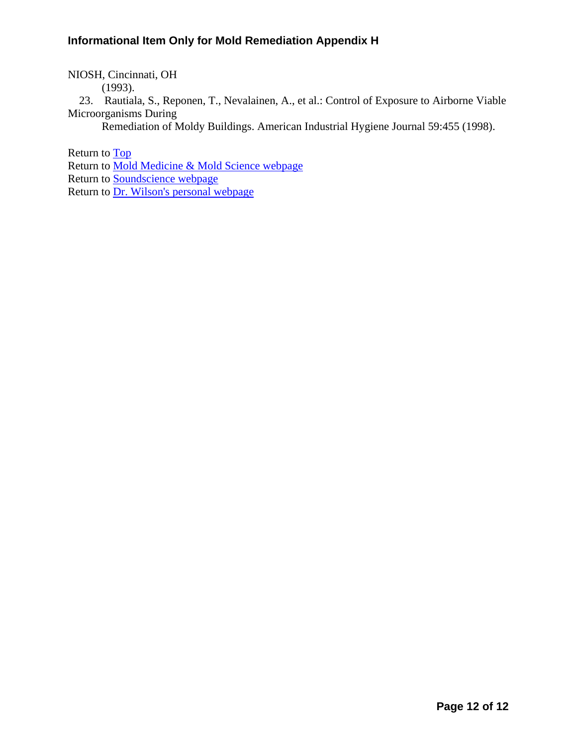NIOSH, Cincinnati, OH
(1993).

23. Rautiala, S., Reponen, T., Nevalainen, A., et al.: Control of Exposure to Airborne Viable Microorganisms During
Remediation of Moldy Buildings. American Industrial Hygiene Journal 59:455 (1998).

Return to Top
Return to Mold Medicine & Mold Science webpage
Return to Soundscience webpage
Return to Dr. Wilson's personal webpage